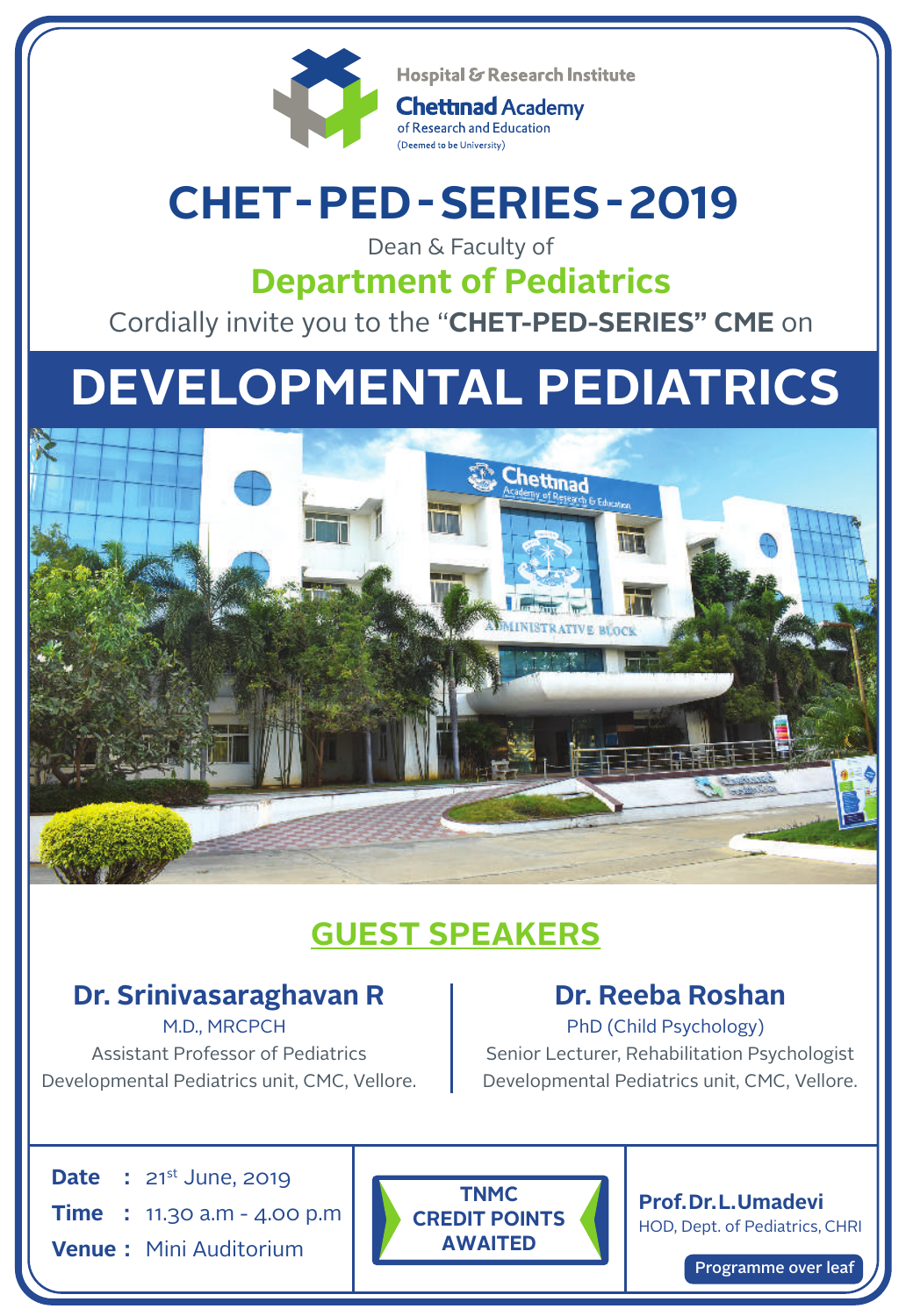Hospital & Research Institute

Chettinad Academy of Research and Education

(Deemed to be University)

# CHET-PED-SERIES-2019

Dean & Faculty of

## Department of Pediatrics

Cordially invite you to the "**CHET-PED-SERIES" CME** on

# DEVELOPMENTAL PEDIATRICS

## GUEST SPEAKERS

**Dr. Srinivasaraghavan R**
M.D., MRCPCH
Assistant Professor of Pediatrics
Developmental Pediatrics unit, CMC, Vellore.

**Dr. Reeba Roshan**
PhD (Child Psychology)
Senior Lecturer, Rehabilitation Psychologist
Developmental Pediatrics unit, CMC, Vellore.

**Date :** 21st June, 2019
**Time :** 11.30 a.m - 4.00 p.m
**Venue :** Mini Auditorium

**TNMC CREDIT POINTS AWAITED**

**Prof. Dr. L. Umadevi**
HOD, Dept. of Pediatrics, CHRI

Programme over leaf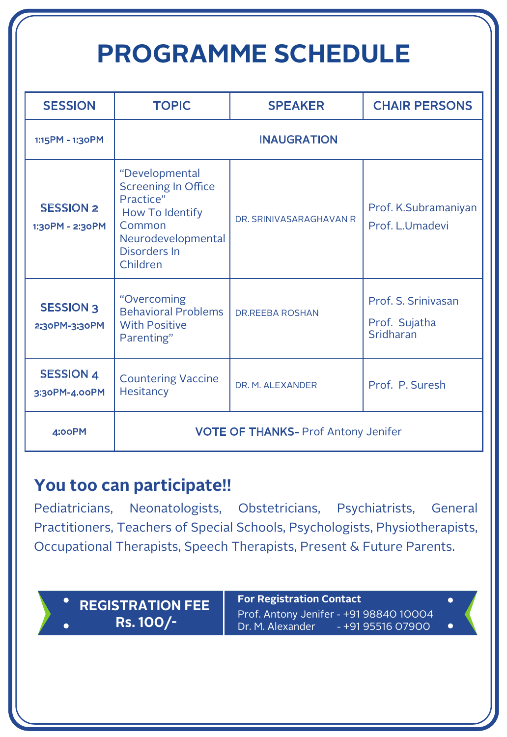# PROGRAMME SCHEDULE

| SESSION | TOPIC | SPEAKER | CHAIR PERSONS |
|---|---|---|---|
| 1:15PM - 1:30PM | INAUGRATION | | |
| SESSION 2<br>1:30PM - 2:30PM | "Developmental Screening In Office Practice" How To Identify Common Neurodevelopmental Disorders In Children | DR. SRINIVASARAGHAVAN R | Prof. K.Subramaniyan<br>Prof. L.Umadevi |
| SESSION 3<br>2:30PM-3:30PM | "Overcoming Behavioral Problems With Positive Parenting" | DR.REEBA ROSHAN | Prof. S. Srinivasan<br>Prof. Sujatha Sridharan |
| SESSION 4<br>3:30PM-4.00PM | Countering Vaccine Hesitancy | DR. M. ALEXANDER | Prof. P. Suresh |
| 4:00PM | **VOTE OF THANKS-** Prof Antony Jenifer | | |

## You too can participate!!

Pediatricians, Neonatologists, Obstetricians, Psychiatrists, General Practitioners, Teachers of Special Schools, Psychologists, Physiotherapists, Occupational Therapists, Speech Therapists, Present & Future Parents.

**REGISTRATION FEE**
**Rs. 100/-**

**For Registration Contact**
Prof. Antony Jenifer - +91 98840 10004
Dr. M. Alexander - +91 95516 07900